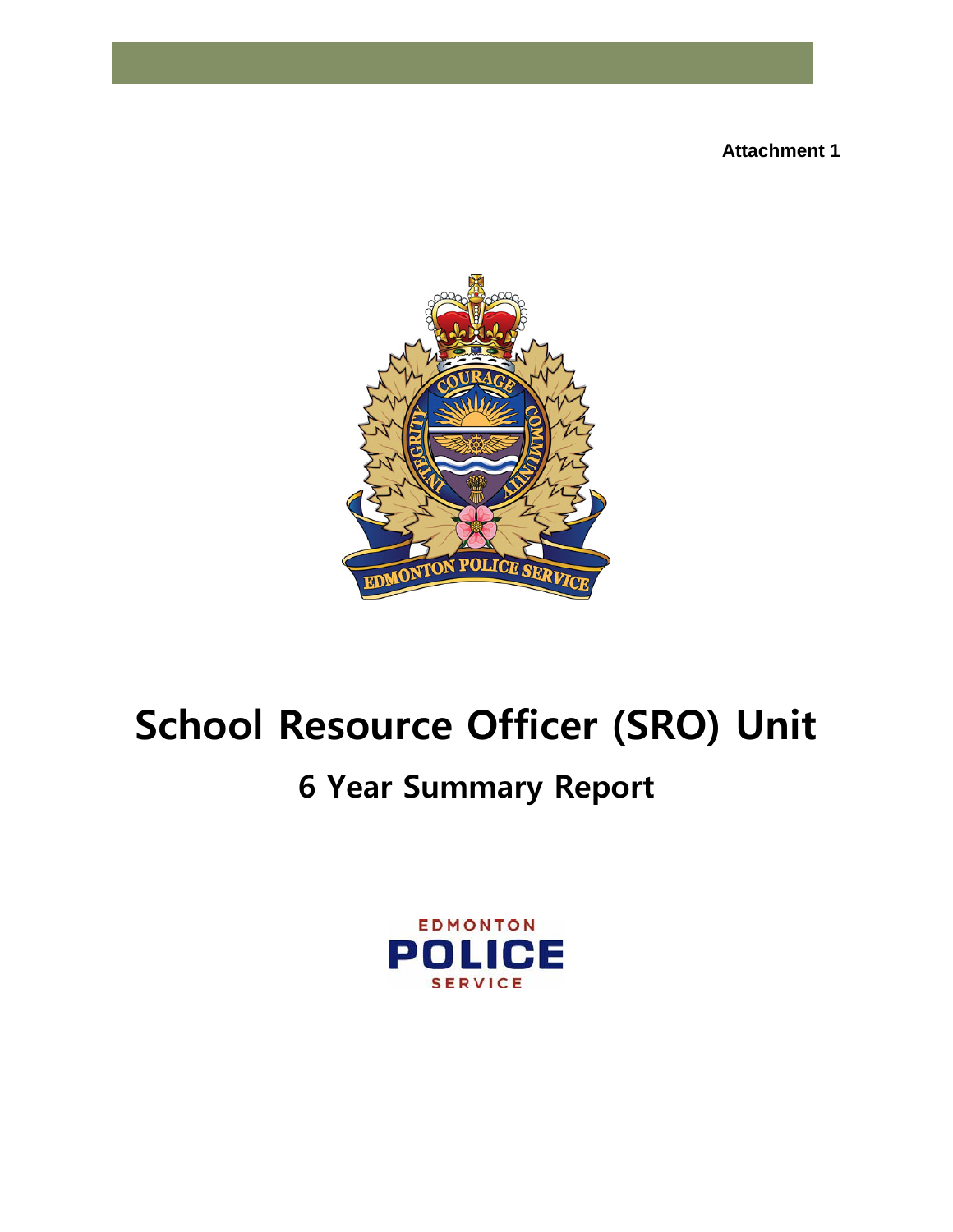Attachment 1

# School Resource Officer (SRO) Unit

## 6 Year Summary Report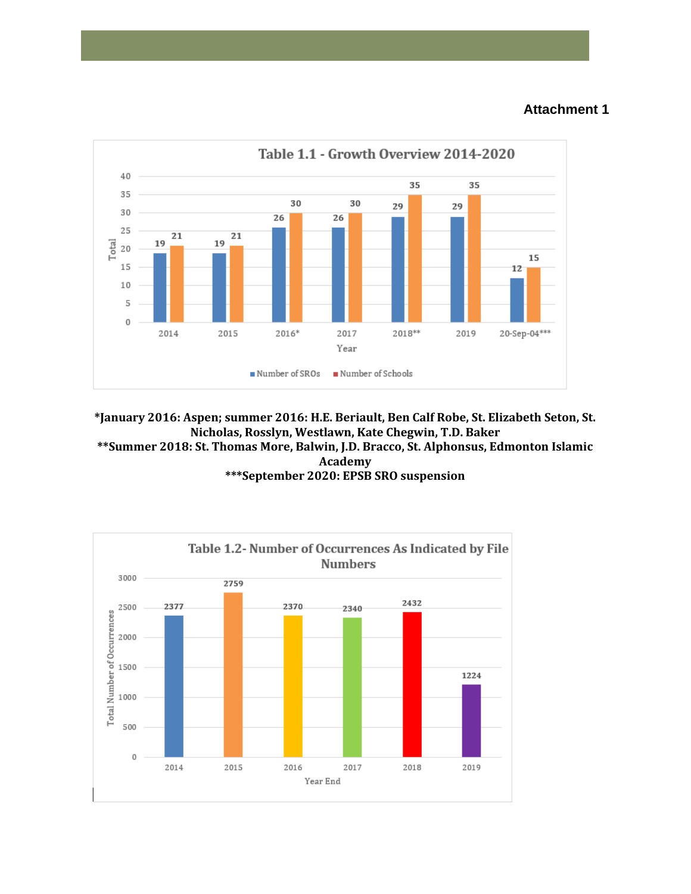**Attachment 1**

**Table 1.1 - Growth Overview 2014-2020**

| Year | Number of SROs | Number of Schools |
|---|---|---|
| 2014 | 19 | 21 |
| 2015 | 19 | 21 |
| 2016* | 26 | 30 |
| 2017 | 26 | 30 |
| 2018** | 29 | 35 |
| 2019 | 29 | 35 |
| 20-Sep-04*** | 12 | 15 |

**\*January 2016: Aspen; summer 2016: H.E. Beriault, Ben Calf Robe, St. Elizabeth Seton, St. Nicholas, Rosslyn, Westlawn, Kate Chegwin, T.D. Baker**

**\*\*Summer 2018: St. Thomas More, Balwin, J.D. Bracco, St. Alphonsus, Edmonton Islamic Academy**

**\*\*\*September 2020: EPSB SRO suspension**

**Table 1.2- Number of Occurrences As Indicated by File Numbers**

| Year End | Total Number of Occurrences |
|---|---|
| 2014 | 2377 |
| 2015 | 2759 |
| 2016 | 2370 |
| 2017 | 2340 |
| 2018 | 2432 |
| 2019 | 1224 |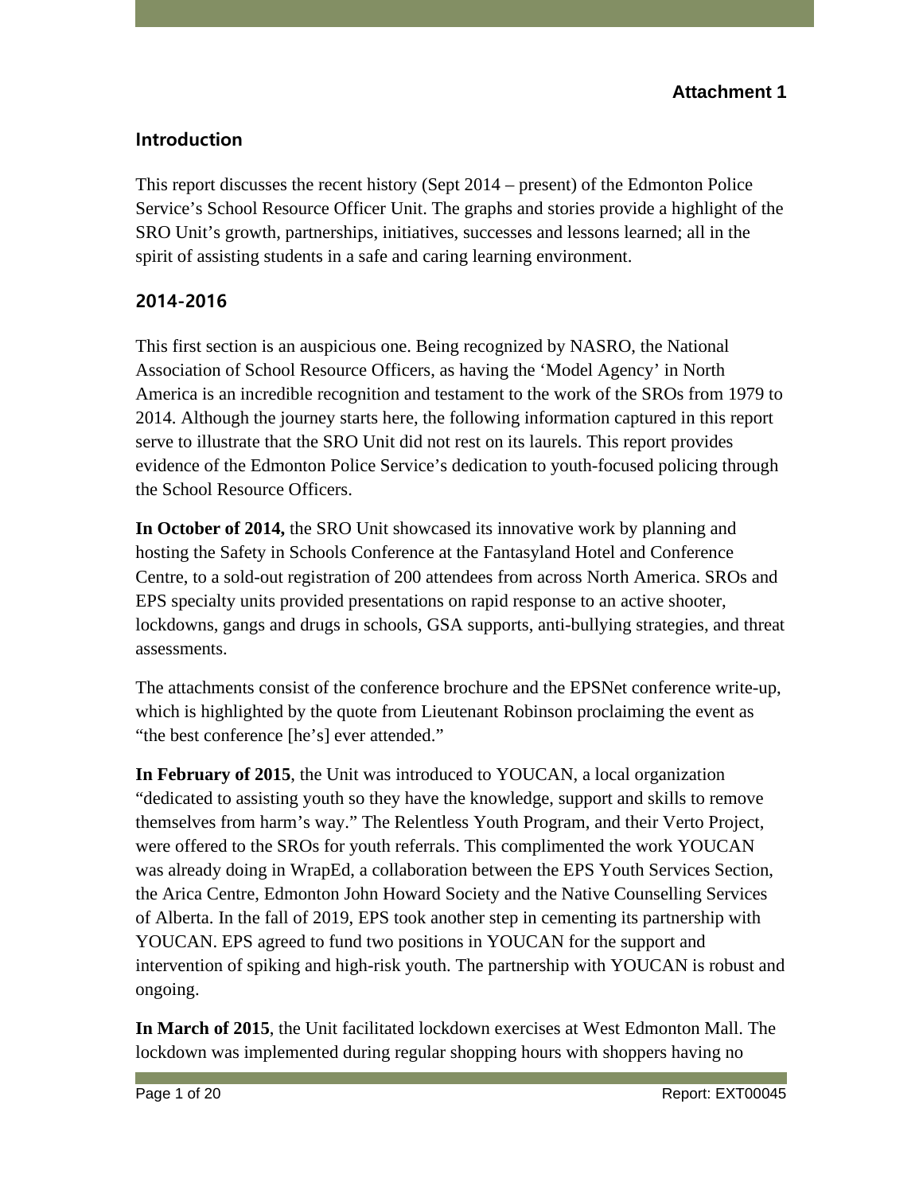**Attachment 1**

## Introduction

This report discusses the recent history (Sept 2014 – present) of the Edmonton Police Service's School Resource Officer Unit. The graphs and stories provide a highlight of the SRO Unit's growth, partnerships, initiatives, successes and lessons learned; all in the spirit of assisting students in a safe and caring learning environment.

## 2014-2016

This first section is an auspicious one. Being recognized by NASRO, the National Association of School Resource Officers, as having the 'Model Agency' in North America is an incredible recognition and testament to the work of the SROs from 1979 to 2014. Although the journey starts here, the following information captured in this report serve to illustrate that the SRO Unit did not rest on its laurels. This report provides evidence of the Edmonton Police Service's dedication to youth-focused policing through the School Resource Officers.

**In October of 2014,** the SRO Unit showcased its innovative work by planning and hosting the Safety in Schools Conference at the Fantasyland Hotel and Conference Centre, to a sold-out registration of 200 attendees from across North America. SROs and EPS specialty units provided presentations on rapid response to an active shooter, lockdowns, gangs and drugs in schools, GSA supports, anti-bullying strategies, and threat assessments.

The attachments consist of the conference brochure and the EPSNet conference write-up, which is highlighted by the quote from Lieutenant Robinson proclaiming the event as "the best conference [he's] ever attended."

**In February of 2015**, the Unit was introduced to YOUCAN, a local organization "dedicated to assisting youth so they have the knowledge, support and skills to remove themselves from harm's way." The Relentless Youth Program, and their Verto Project, were offered to the SROs for youth referrals. This complimented the work YOUCAN was already doing in WrapEd, a collaboration between the EPS Youth Services Section, the Arica Centre, Edmonton John Howard Society and the Native Counselling Services of Alberta. In the fall of 2019, EPS took another step in cementing its partnership with YOUCAN. EPS agreed to fund two positions in YOUCAN for the support and intervention of spiking and high-risk youth. The partnership with YOUCAN is robust and ongoing.

**In March of 2015**, the Unit facilitated lockdown exercises at West Edmonton Mall. The lockdown was implemented during regular shopping hours with shoppers having no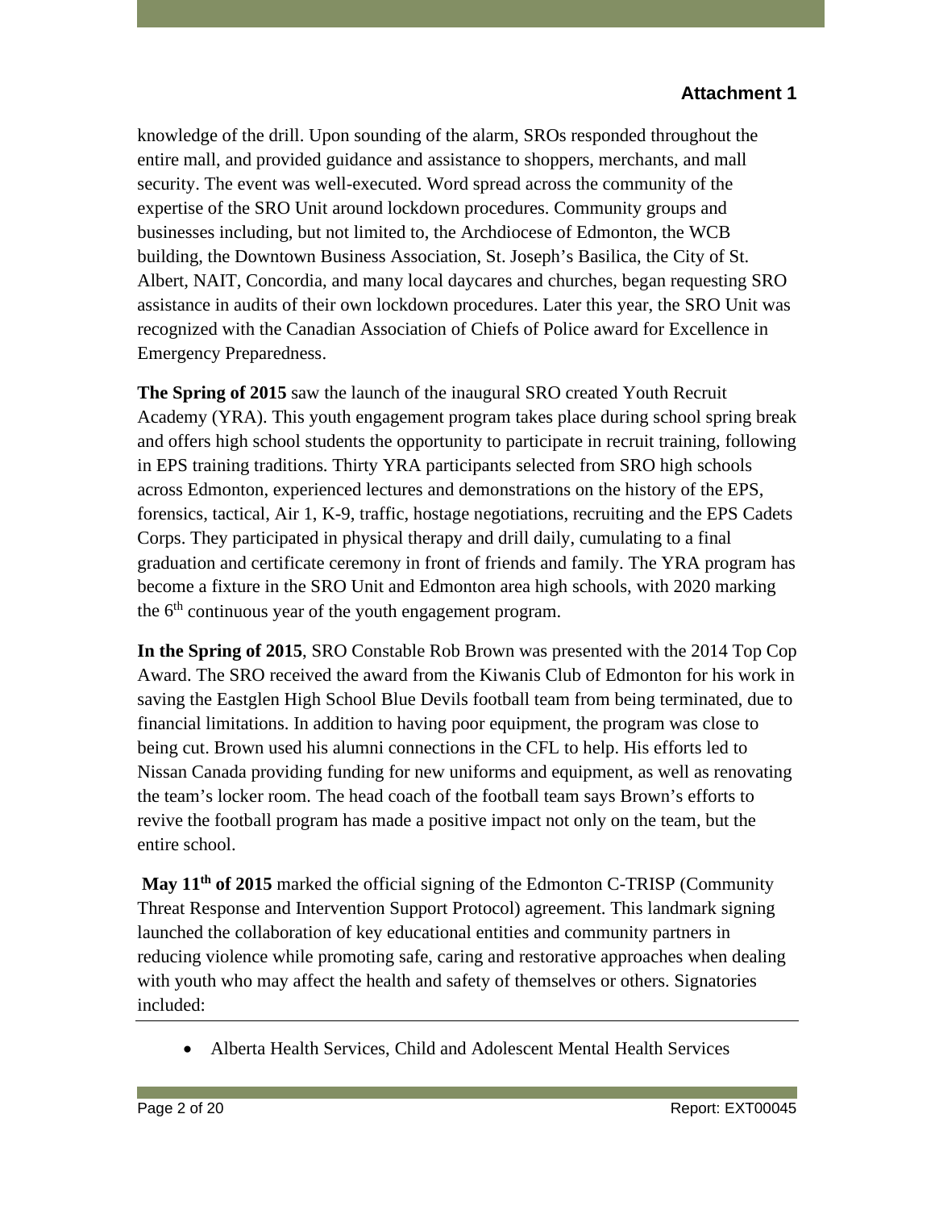knowledge of the drill. Upon sounding of the alarm, SROs responded throughout the entire mall, and provided guidance and assistance to shoppers, merchants, and mall security. The event was well-executed. Word spread across the community of the expertise of the SRO Unit around lockdown procedures. Community groups and businesses including, but not limited to, the Archdiocese of Edmonton, the WCB building, the Downtown Business Association, St. Joseph's Basilica, the City of St. Albert, NAIT, Concordia, and many local daycares and churches, began requesting SRO assistance in audits of their own lockdown procedures. Later this year, the SRO Unit was recognized with the Canadian Association of Chiefs of Police award for Excellence in Emergency Preparedness.

**The Spring of 2015** saw the launch of the inaugural SRO created Youth Recruit Academy (YRA). This youth engagement program takes place during school spring break and offers high school students the opportunity to participate in recruit training, following in EPS training traditions. Thirty YRA participants selected from SRO high schools across Edmonton, experienced lectures and demonstrations on the history of the EPS, forensics, tactical, Air 1, K-9, traffic, hostage negotiations, recruiting and the EPS Cadets Corps. They participated in physical therapy and drill daily, cumulating to a final graduation and certificate ceremony in front of friends and family. The YRA program has become a fixture in the SRO Unit and Edmonton area high schools, with 2020 marking the 6th continuous year of the youth engagement program.

**In the Spring of 2015**, SRO Constable Rob Brown was presented with the 2014 Top Cop Award. The SRO received the award from the Kiwanis Club of Edmonton for his work in saving the Eastglen High School Blue Devils football team from being terminated, due to financial limitations. In addition to having poor equipment, the program was close to being cut. Brown used his alumni connections in the CFL to help. His efforts led to Nissan Canada providing funding for new uniforms and equipment, as well as renovating the team's locker room. The head coach of the football team says Brown's efforts to revive the football program has made a positive impact not only on the team, but the entire school.

**May 11th of 2015** marked the official signing of the Edmonton C-TRISP (Community Threat Response and Intervention Support Protocol) agreement. This landmark signing launched the collaboration of key educational entities and community partners in reducing violence while promoting safe, caring and restorative approaches when dealing with youth who may affect the health and safety of themselves or others. Signatories included:

- Alberta Health Services, Child and Adolescent Mental Health Services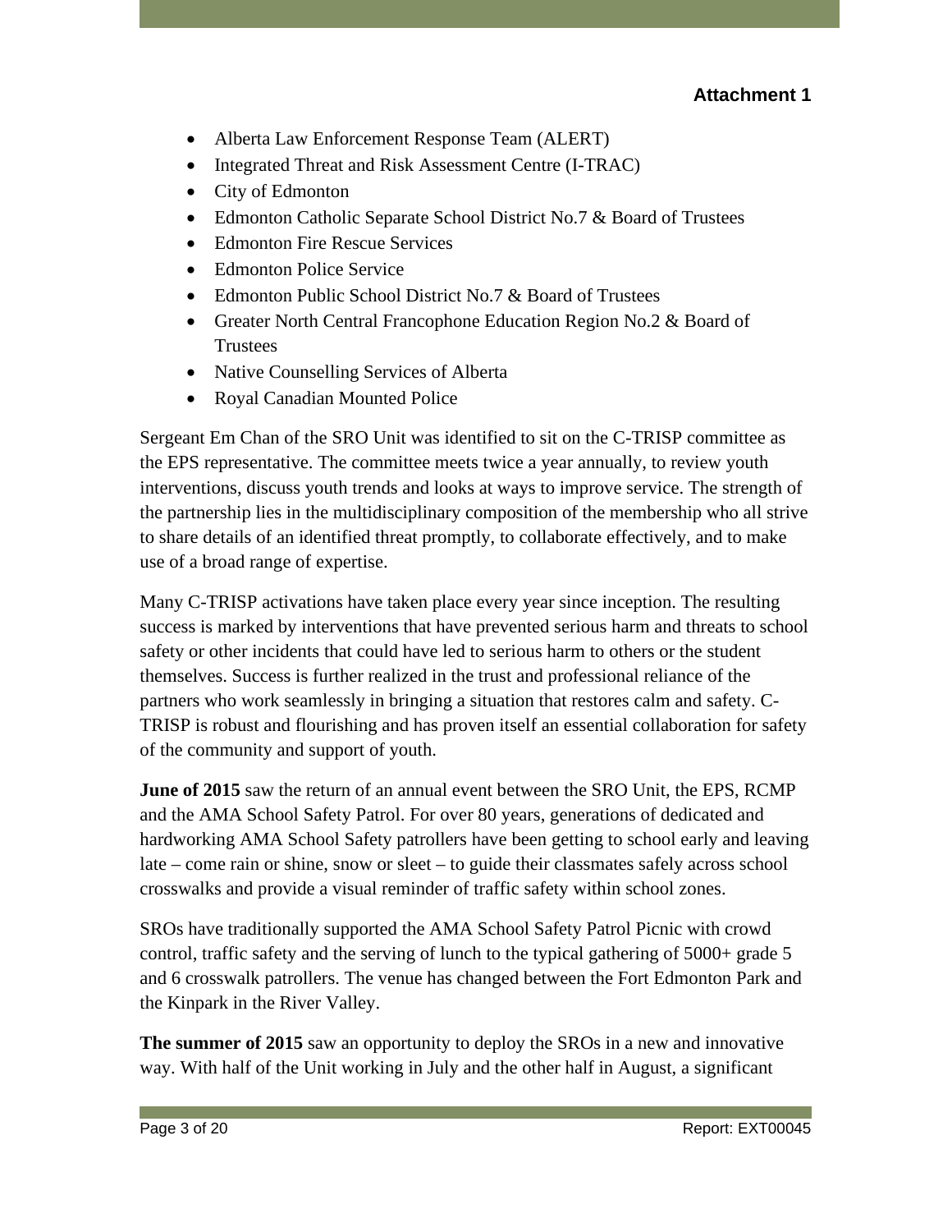- Alberta Law Enforcement Response Team (ALERT)
- Integrated Threat and Risk Assessment Centre (I-TRAC)
- City of Edmonton
- Edmonton Catholic Separate School District No.7 & Board of Trustees
- Edmonton Fire Rescue Services
- Edmonton Police Service
- Edmonton Public School District No.7 & Board of Trustees
- Greater North Central Francophone Education Region No.2 & Board of Trustees
- Native Counselling Services of Alberta
- Royal Canadian Mounted Police

Sergeant Em Chan of the SRO Unit was identified to sit on the C-TRISP committee as the EPS representative. The committee meets twice a year annually, to review youth interventions, discuss youth trends and looks at ways to improve service. The strength of the partnership lies in the multidisciplinary composition of the membership who all strive to share details of an identified threat promptly, to collaborate effectively, and to make use of a broad range of expertise.

Many C-TRISP activations have taken place every year since inception. The resulting success is marked by interventions that have prevented serious harm and threats to school safety or other incidents that could have led to serious harm to others or the student themselves. Success is further realized in the trust and professional reliance of the partners who work seamlessly in bringing a situation that restores calm and safety. C-TRISP is robust and flourishing and has proven itself an essential collaboration for safety of the community and support of youth.

**June of 2015** saw the return of an annual event between the SRO Unit, the EPS, RCMP and the AMA School Safety Patrol. For over 80 years, generations of dedicated and hardworking AMA School Safety patrollers have been getting to school early and leaving late – come rain or shine, snow or sleet – to guide their classmates safely across school crosswalks and provide a visual reminder of traffic safety within school zones.

SROs have traditionally supported the AMA School Safety Patrol Picnic with crowd control, traffic safety and the serving of lunch to the typical gathering of 5000+ grade 5 and 6 crosswalk patrollers. The venue has changed between the Fort Edmonton Park and the Kinpark in the River Valley.

**The summer of 2015** saw an opportunity to deploy the SROs in a new and innovative way. With half of the Unit working in July and the other half in August, a significant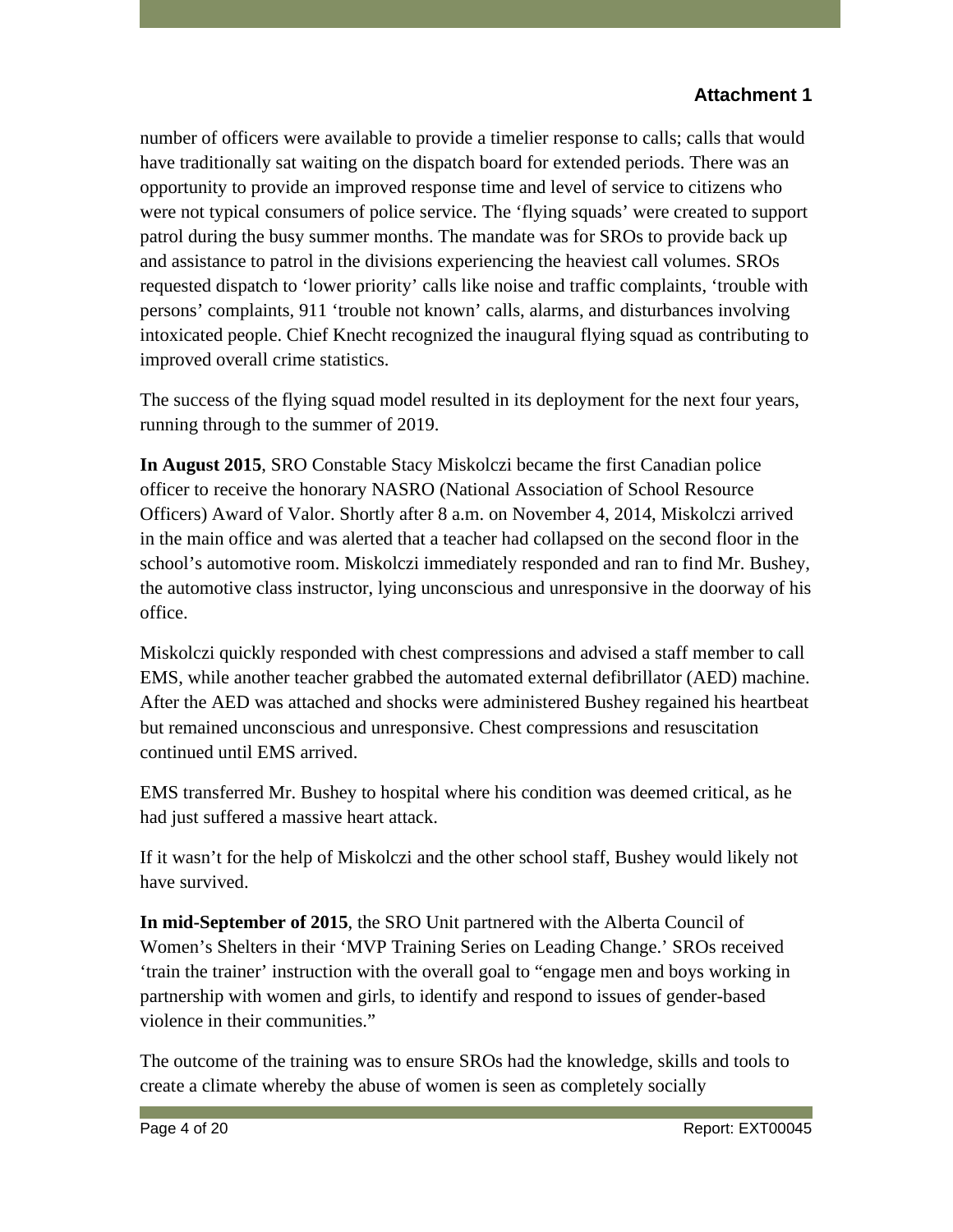number of officers were available to provide a timelier response to calls; calls that would have traditionally sat waiting on the dispatch board for extended periods. There was an opportunity to provide an improved response time and level of service to citizens who were not typical consumers of police service. The 'flying squads' were created to support patrol during the busy summer months. The mandate was for SROs to provide back up and assistance to patrol in the divisions experiencing the heaviest call volumes. SROs requested dispatch to 'lower priority' calls like noise and traffic complaints, 'trouble with persons' complaints, 911 'trouble not known' calls, alarms, and disturbances involving intoxicated people. Chief Knecht recognized the inaugural flying squad as contributing to improved overall crime statistics.

The success of the flying squad model resulted in its deployment for the next four years, running through to the summer of 2019.

**In August 2015**, SRO Constable Stacy Miskolczi became the first Canadian police officer to receive the honorary NASRO (National Association of School Resource Officers) Award of Valor. Shortly after 8 a.m. on November 4, 2014, Miskolczi arrived in the main office and was alerted that a teacher had collapsed on the second floor in the school's automotive room. Miskolczi immediately responded and ran to find Mr. Bushey, the automotive class instructor, lying unconscious and unresponsive in the doorway of his office.

Miskolczi quickly responded with chest compressions and advised a staff member to call EMS, while another teacher grabbed the automated external defibrillator (AED) machine. After the AED was attached and shocks were administered Bushey regained his heartbeat but remained unconscious and unresponsive. Chest compressions and resuscitation continued until EMS arrived.

EMS transferred Mr. Bushey to hospital where his condition was deemed critical, as he had just suffered a massive heart attack.

If it wasn't for the help of Miskolczi and the other school staff, Bushey would likely not have survived.

**In mid-September of 2015**, the SRO Unit partnered with the Alberta Council of Women's Shelters in their 'MVP Training Series on Leading Change.' SROs received 'train the trainer' instruction with the overall goal to "engage men and boys working in partnership with women and girls, to identify and respond to issues of gender-based violence in their communities."

The outcome of the training was to ensure SROs had the knowledge, skills and tools to create a climate whereby the abuse of women is seen as completely socially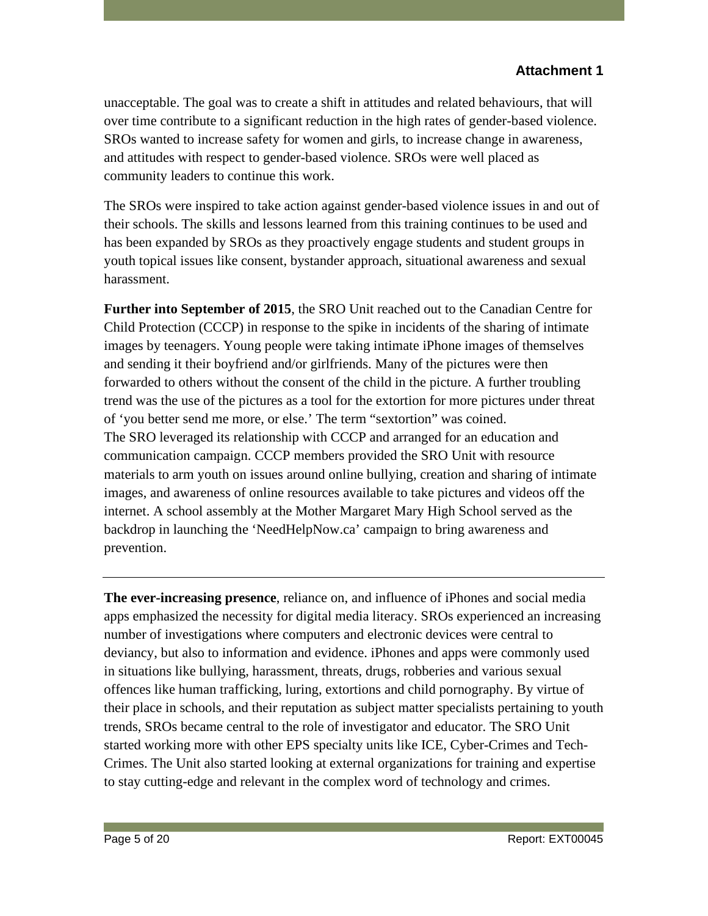unacceptable. The goal was to create a shift in attitudes and related behaviours, that will over time contribute to a significant reduction in the high rates of gender-based violence. SROs wanted to increase safety for women and girls, to increase change in awareness, and attitudes with respect to gender-based violence. SROs were well placed as community leaders to continue this work.

The SROs were inspired to take action against gender-based violence issues in and out of their schools. The skills and lessons learned from this training continues to be used and has been expanded by SROs as they proactively engage students and student groups in youth topical issues like consent, bystander approach, situational awareness and sexual harassment.

**Further into September of 2015**, the SRO Unit reached out to the Canadian Centre for Child Protection (CCCP) in response to the spike in incidents of the sharing of intimate images by teenagers. Young people were taking intimate iPhone images of themselves and sending it their boyfriend and/or girlfriends. Many of the pictures were then forwarded to others without the consent of the child in the picture. A further troubling trend was the use of the pictures as a tool for the extortion for more pictures under threat of 'you better send me more, or else.' The term "sextortion" was coined.
The SRO leveraged its relationship with CCCP and arranged for an education and communication campaign. CCCP members provided the SRO Unit with resource materials to arm youth on issues around online bullying, creation and sharing of intimate images, and awareness of online resources available to take pictures and videos off the internet. A school assembly at the Mother Margaret Mary High School served as the backdrop in launching the 'NeedHelpNow.ca' campaign to bring awareness and prevention.

---

**The ever-increasing presence**, reliance on, and influence of iPhones and social media apps emphasized the necessity for digital media literacy. SROs experienced an increasing number of investigations where computers and electronic devices were central to deviancy, but also to information and evidence. iPhones and apps were commonly used in situations like bullying, harassment, threats, drugs, robberies and various sexual offences like human trafficking, luring, extortions and child pornography. By virtue of their place in schools, and their reputation as subject matter specialists pertaining to youth trends, SROs became central to the role of investigator and educator. The SRO Unit started working more with other EPS specialty units like ICE, Cyber-Crimes and Tech-Crimes. The Unit also started looking at external organizations for training and expertise to stay cutting-edge and relevant in the complex word of technology and crimes.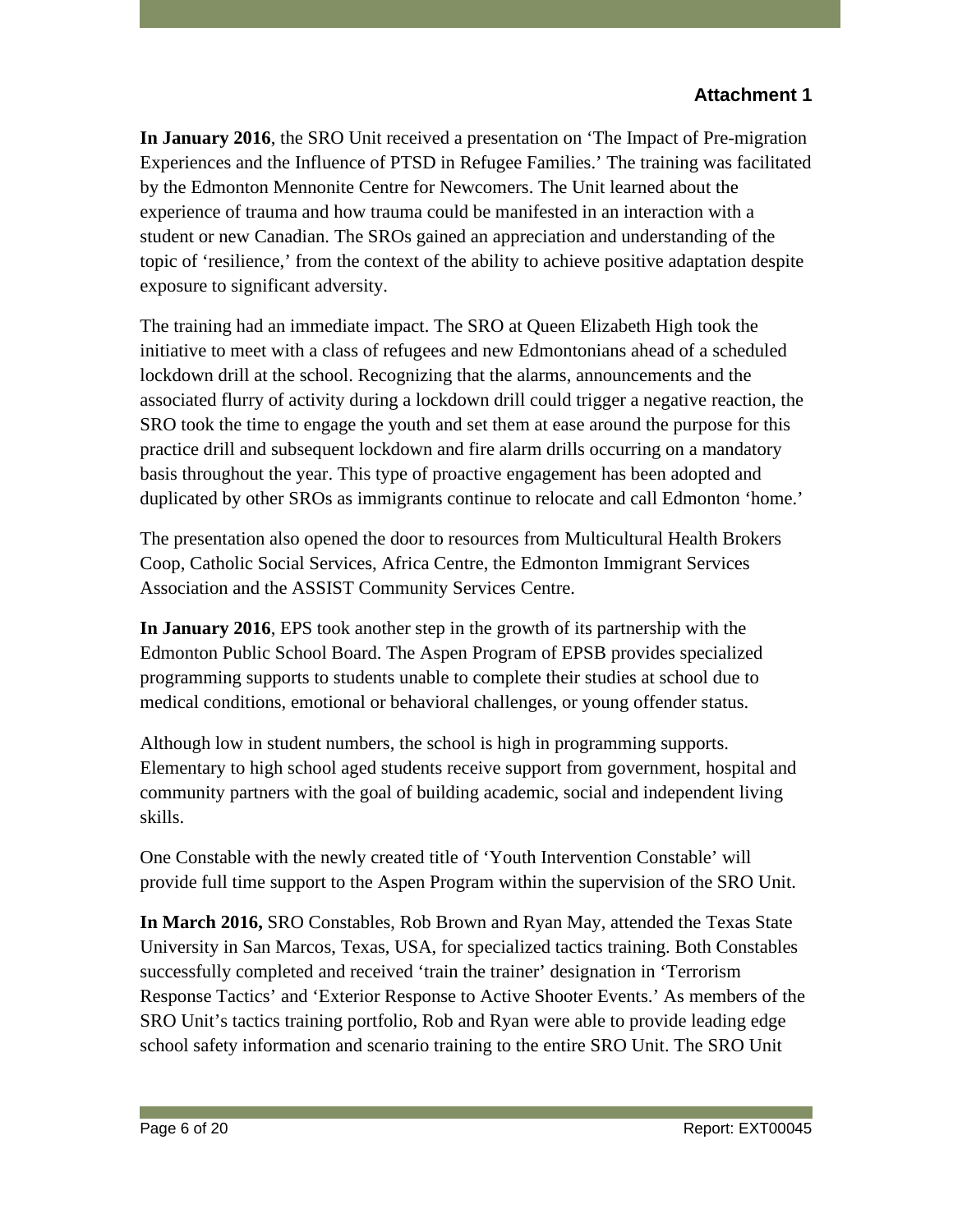**Attachment 1**

**In January 2016**, the SRO Unit received a presentation on 'The Impact of Pre-migration Experiences and the Influence of PTSD in Refugee Families.' The training was facilitated by the Edmonton Mennonite Centre for Newcomers. The Unit learned about the experience of trauma and how trauma could be manifested in an interaction with a student or new Canadian. The SROs gained an appreciation and understanding of the topic of 'resilience,' from the context of the ability to achieve positive adaptation despite exposure to significant adversity.

The training had an immediate impact. The SRO at Queen Elizabeth High took the initiative to meet with a class of refugees and new Edmontonians ahead of a scheduled lockdown drill at the school. Recognizing that the alarms, announcements and the associated flurry of activity during a lockdown drill could trigger a negative reaction, the SRO took the time to engage the youth and set them at ease around the purpose for this practice drill and subsequent lockdown and fire alarm drills occurring on a mandatory basis throughout the year. This type of proactive engagement has been adopted and duplicated by other SROs as immigrants continue to relocate and call Edmonton 'home.'

The presentation also opened the door to resources from Multicultural Health Brokers Coop, Catholic Social Services, Africa Centre, the Edmonton Immigrant Services Association and the ASSIST Community Services Centre.

**In January 2016**, EPS took another step in the growth of its partnership with the Edmonton Public School Board. The Aspen Program of EPSB provides specialized programming supports to students unable to complete their studies at school due to medical conditions, emotional or behavioral challenges, or young offender status.

Although low in student numbers, the school is high in programming supports. Elementary to high school aged students receive support from government, hospital and community partners with the goal of building academic, social and independent living skills.

One Constable with the newly created title of 'Youth Intervention Constable' will provide full time support to the Aspen Program within the supervision of the SRO Unit.

**In March 2016,** SRO Constables, Rob Brown and Ryan May, attended the Texas State University in San Marcos, Texas, USA, for specialized tactics training. Both Constables successfully completed and received 'train the trainer' designation in 'Terrorism Response Tactics' and 'Exterior Response to Active Shooter Events.' As members of the SRO Unit's tactics training portfolio, Rob and Ryan were able to provide leading edge school safety information and scenario training to the entire SRO Unit. The SRO Unit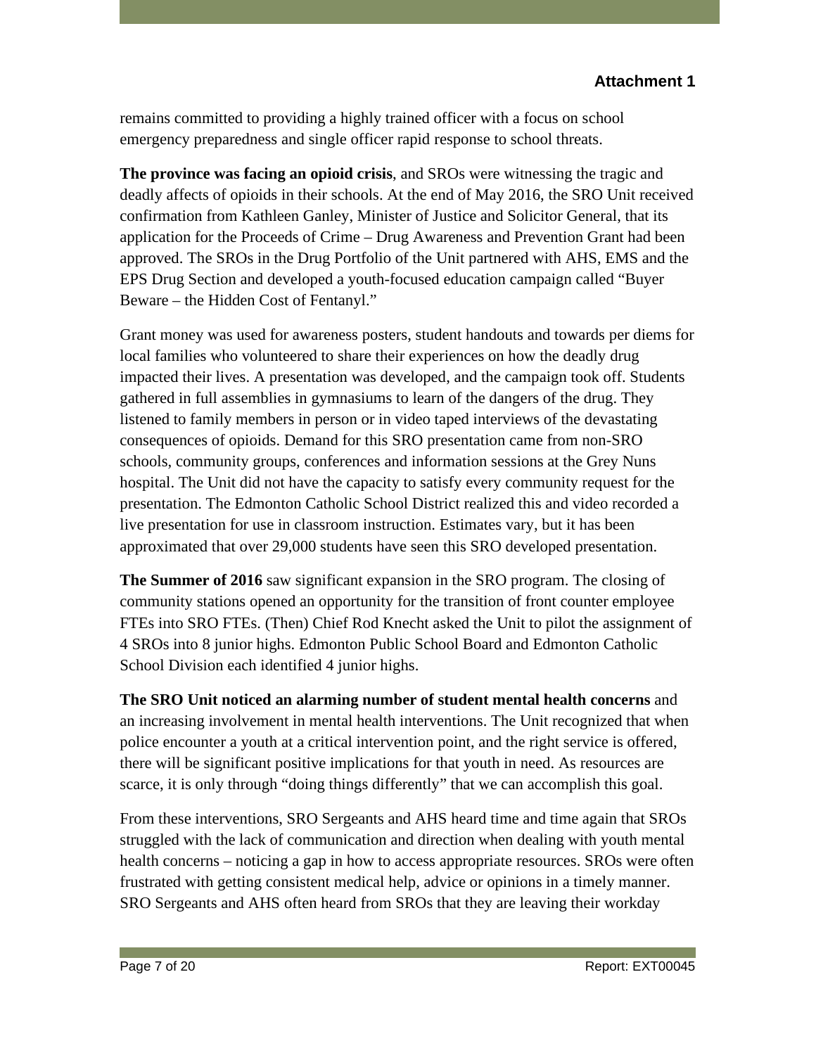remains committed to providing a highly trained officer with a focus on school emergency preparedness and single officer rapid response to school threats.

**The province was facing an opioid crisis**, and SROs were witnessing the tragic and deadly affects of opioids in their schools. At the end of May 2016, the SRO Unit received confirmation from Kathleen Ganley, Minister of Justice and Solicitor General, that its application for the Proceeds of Crime – Drug Awareness and Prevention Grant had been approved. The SROs in the Drug Portfolio of the Unit partnered with AHS, EMS and the EPS Drug Section and developed a youth-focused education campaign called "Buyer Beware – the Hidden Cost of Fentanyl."

Grant money was used for awareness posters, student handouts and towards per diems for local families who volunteered to share their experiences on how the deadly drug impacted their lives. A presentation was developed, and the campaign took off. Students gathered in full assemblies in gymnasiums to learn of the dangers of the drug. They listened to family members in person or in video taped interviews of the devastating consequences of opioids. Demand for this SRO presentation came from non-SRO schools, community groups, conferences and information sessions at the Grey Nuns hospital. The Unit did not have the capacity to satisfy every community request for the presentation. The Edmonton Catholic School District realized this and video recorded a live presentation for use in classroom instruction. Estimates vary, but it has been approximated that over 29,000 students have seen this SRO developed presentation.

**The Summer of 2016** saw significant expansion in the SRO program. The closing of community stations opened an opportunity for the transition of front counter employee FTEs into SRO FTEs. (Then) Chief Rod Knecht asked the Unit to pilot the assignment of 4 SROs into 8 junior highs. Edmonton Public School Board and Edmonton Catholic School Division each identified 4 junior highs.

**The SRO Unit noticed an alarming number of student mental health concerns** and an increasing involvement in mental health interventions. The Unit recognized that when police encounter a youth at a critical intervention point, and the right service is offered, there will be significant positive implications for that youth in need. As resources are scarce, it is only through "doing things differently" that we can accomplish this goal.

From these interventions, SRO Sergeants and AHS heard time and time again that SROs struggled with the lack of communication and direction when dealing with youth mental health concerns – noticing a gap in how to access appropriate resources. SROs were often frustrated with getting consistent medical help, advice or opinions in a timely manner. SRO Sergeants and AHS often heard from SROs that they are leaving their workday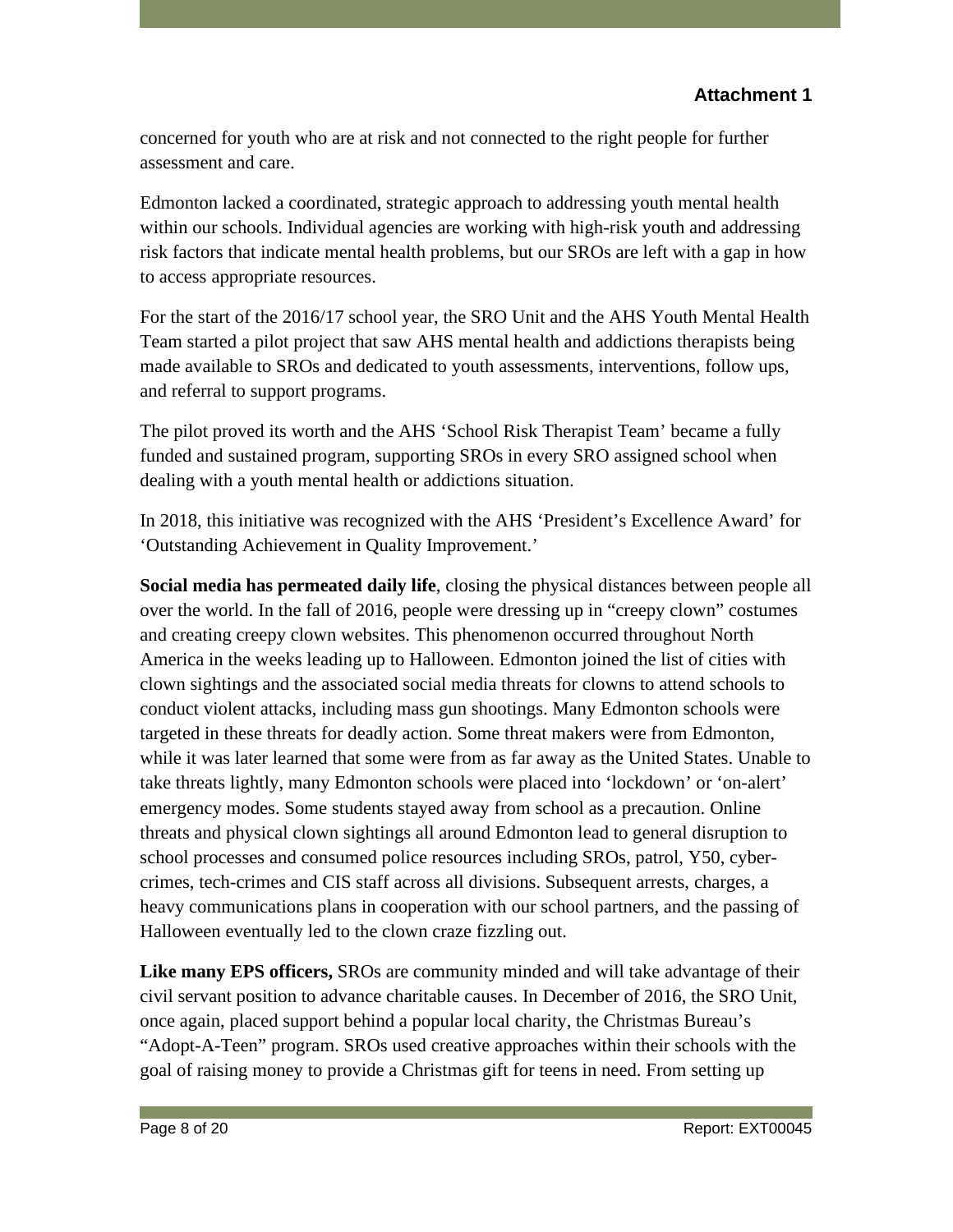concerned for youth who are at risk and not connected to the right people for further assessment and care.

Edmonton lacked a coordinated, strategic approach to addressing youth mental health within our schools. Individual agencies are working with high-risk youth and addressing risk factors that indicate mental health problems, but our SROs are left with a gap in how to access appropriate resources.

For the start of the 2016/17 school year, the SRO Unit and the AHS Youth Mental Health Team started a pilot project that saw AHS mental health and addictions therapists being made available to SROs and dedicated to youth assessments, interventions, follow ups, and referral to support programs.

The pilot proved its worth and the AHS 'School Risk Therapist Team' became a fully funded and sustained program, supporting SROs in every SRO assigned school when dealing with a youth mental health or addictions situation.

In 2018, this initiative was recognized with the AHS 'President's Excellence Award' for 'Outstanding Achievement in Quality Improvement.'

**Social media has permeated daily life**, closing the physical distances between people all over the world. In the fall of 2016, people were dressing up in "creepy clown" costumes and creating creepy clown websites. This phenomenon occurred throughout North America in the weeks leading up to Halloween. Edmonton joined the list of cities with clown sightings and the associated social media threats for clowns to attend schools to conduct violent attacks, including mass gun shootings. Many Edmonton schools were targeted in these threats for deadly action. Some threat makers were from Edmonton, while it was later learned that some were from as far away as the United States. Unable to take threats lightly, many Edmonton schools were placed into 'lockdown' or 'on-alert' emergency modes. Some students stayed away from school as a precaution. Online threats and physical clown sightings all around Edmonton lead to general disruption to school processes and consumed police resources including SROs, patrol, Y50, cyber-crimes, tech-crimes and CIS staff across all divisions. Subsequent arrests, charges, a heavy communications plans in cooperation with our school partners, and the passing of Halloween eventually led to the clown craze fizzling out.

**Like many EPS officers,** SROs are community minded and will take advantage of their civil servant position to advance charitable causes. In December of 2016, the SRO Unit, once again, placed support behind a popular local charity, the Christmas Bureau's "Adopt-A-Teen" program. SROs used creative approaches within their schools with the goal of raising money to provide a Christmas gift for teens in need. From setting up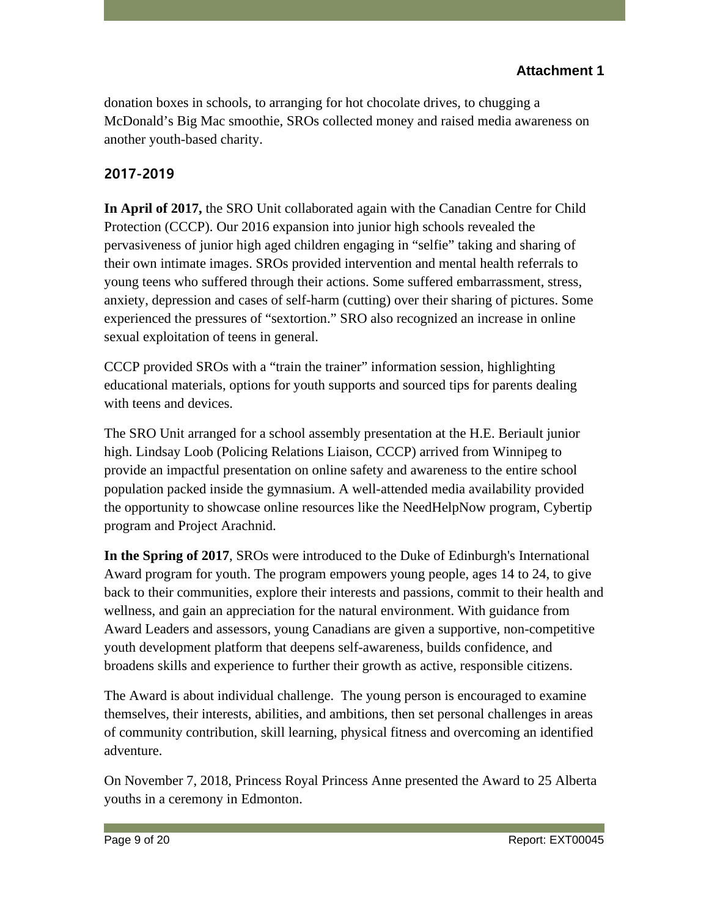donation boxes in schools, to arranging for hot chocolate drives, to chugging a McDonald's Big Mac smoothie, SROs collected money and raised media awareness on another youth-based charity.

## 2017-2019

**In April of 2017,** the SRO Unit collaborated again with the Canadian Centre for Child Protection (CCCP). Our 2016 expansion into junior high schools revealed the pervasiveness of junior high aged children engaging in "selfie" taking and sharing of their own intimate images. SROs provided intervention and mental health referrals to young teens who suffered through their actions. Some suffered embarrassment, stress, anxiety, depression and cases of self-harm (cutting) over their sharing of pictures. Some experienced the pressures of "sextortion." SRO also recognized an increase in online sexual exploitation of teens in general.

CCCP provided SROs with a "train the trainer" information session, highlighting educational materials, options for youth supports and sourced tips for parents dealing with teens and devices.

The SRO Unit arranged for a school assembly presentation at the H.E. Beriault junior high. Lindsay Loob (Policing Relations Liaison, CCCP) arrived from Winnipeg to provide an impactful presentation on online safety and awareness to the entire school population packed inside the gymnasium. A well-attended media availability provided the opportunity to showcase online resources like the NeedHelpNow program, Cybertip program and Project Arachnid.

**In the Spring of 2017**, SROs were introduced to the Duke of Edinburgh's International Award program for youth. The program empowers young people, ages 14 to 24, to give back to their communities, explore their interests and passions, commit to their health and wellness, and gain an appreciation for the natural environment. With guidance from Award Leaders and assessors, young Canadians are given a supportive, non-competitive youth development platform that deepens self-awareness, builds confidence, and broadens skills and experience to further their growth as active, responsible citizens.

The Award is about individual challenge. The young person is encouraged to examine themselves, their interests, abilities, and ambitions, then set personal challenges in areas of community contribution, skill learning, physical fitness and overcoming an identified adventure.

On November 7, 2018, Princess Royal Princess Anne presented the Award to 25 Alberta youths in a ceremony in Edmonton.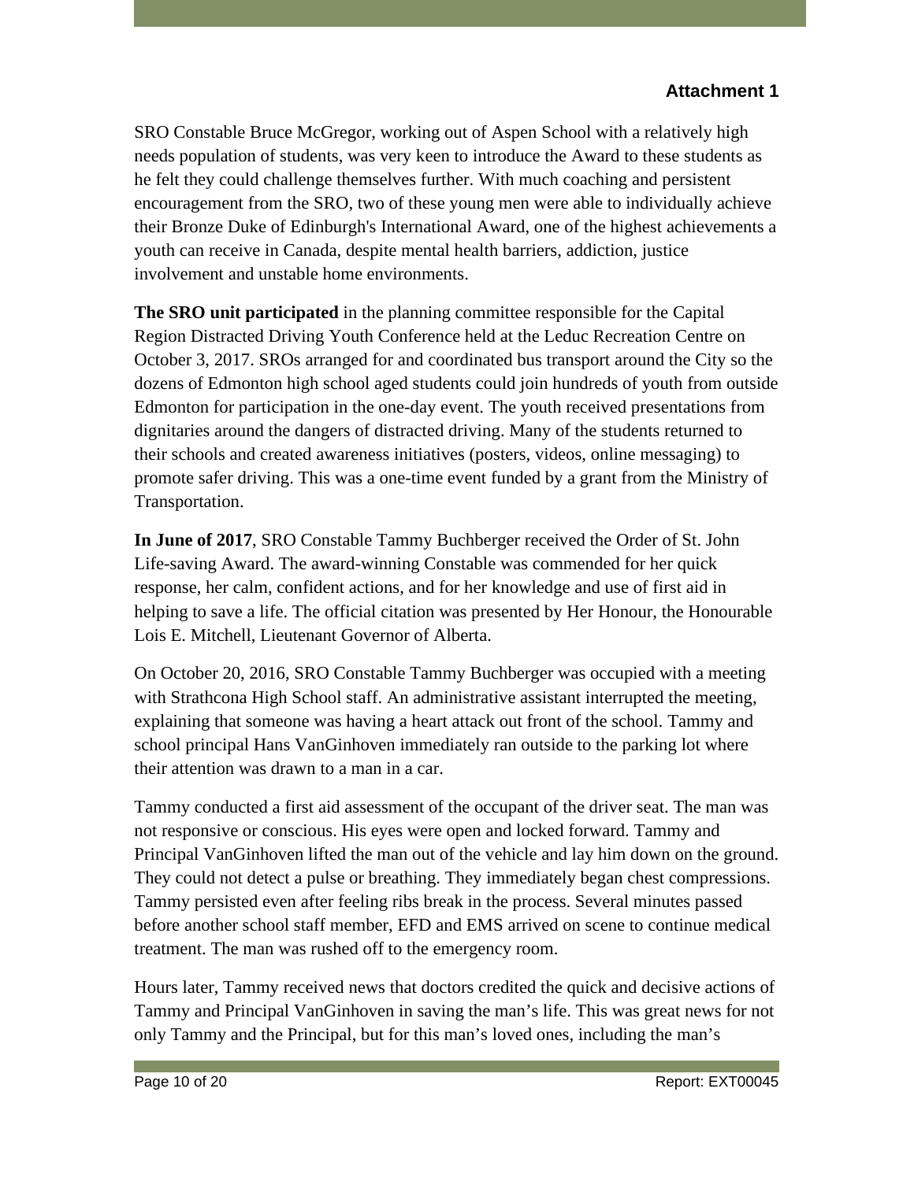**Attachment 1**

SRO Constable Bruce McGregor, working out of Aspen School with a relatively high needs population of students, was very keen to introduce the Award to these students as he felt they could challenge themselves further. With much coaching and persistent encouragement from the SRO, two of these young men were able to individually achieve their Bronze Duke of Edinburgh's International Award, one of the highest achievements a youth can receive in Canada, despite mental health barriers, addiction, justice involvement and unstable home environments.

**The SRO unit participated** in the planning committee responsible for the Capital Region Distracted Driving Youth Conference held at the Leduc Recreation Centre on October 3, 2017. SROs arranged for and coordinated bus transport around the City so the dozens of Edmonton high school aged students could join hundreds of youth from outside Edmonton for participation in the one-day event. The youth received presentations from dignitaries around the dangers of distracted driving. Many of the students returned to their schools and created awareness initiatives (posters, videos, online messaging) to promote safer driving. This was a one-time event funded by a grant from the Ministry of Transportation.

**In June of 2017**, SRO Constable Tammy Buchberger received the Order of St. John Life-saving Award. The award-winning Constable was commended for her quick response, her calm, confident actions, and for her knowledge and use of first aid in helping to save a life. The official citation was presented by Her Honour, the Honourable Lois E. Mitchell, Lieutenant Governor of Alberta.

On October 20, 2016, SRO Constable Tammy Buchberger was occupied with a meeting with Strathcona High School staff. An administrative assistant interrupted the meeting, explaining that someone was having a heart attack out front of the school. Tammy and school principal Hans VanGinhoven immediately ran outside to the parking lot where their attention was drawn to a man in a car.

Tammy conducted a first aid assessment of the occupant of the driver seat. The man was not responsive or conscious. His eyes were open and locked forward. Tammy and Principal VanGinhoven lifted the man out of the vehicle and lay him down on the ground. They could not detect a pulse or breathing. They immediately began chest compressions. Tammy persisted even after feeling ribs break in the process. Several minutes passed before another school staff member, EFD and EMS arrived on scene to continue medical treatment. The man was rushed off to the emergency room.

Hours later, Tammy received news that doctors credited the quick and decisive actions of Tammy and Principal VanGinhoven in saving the man's life. This was great news for not only Tammy and the Principal, but for this man's loved ones, including the man's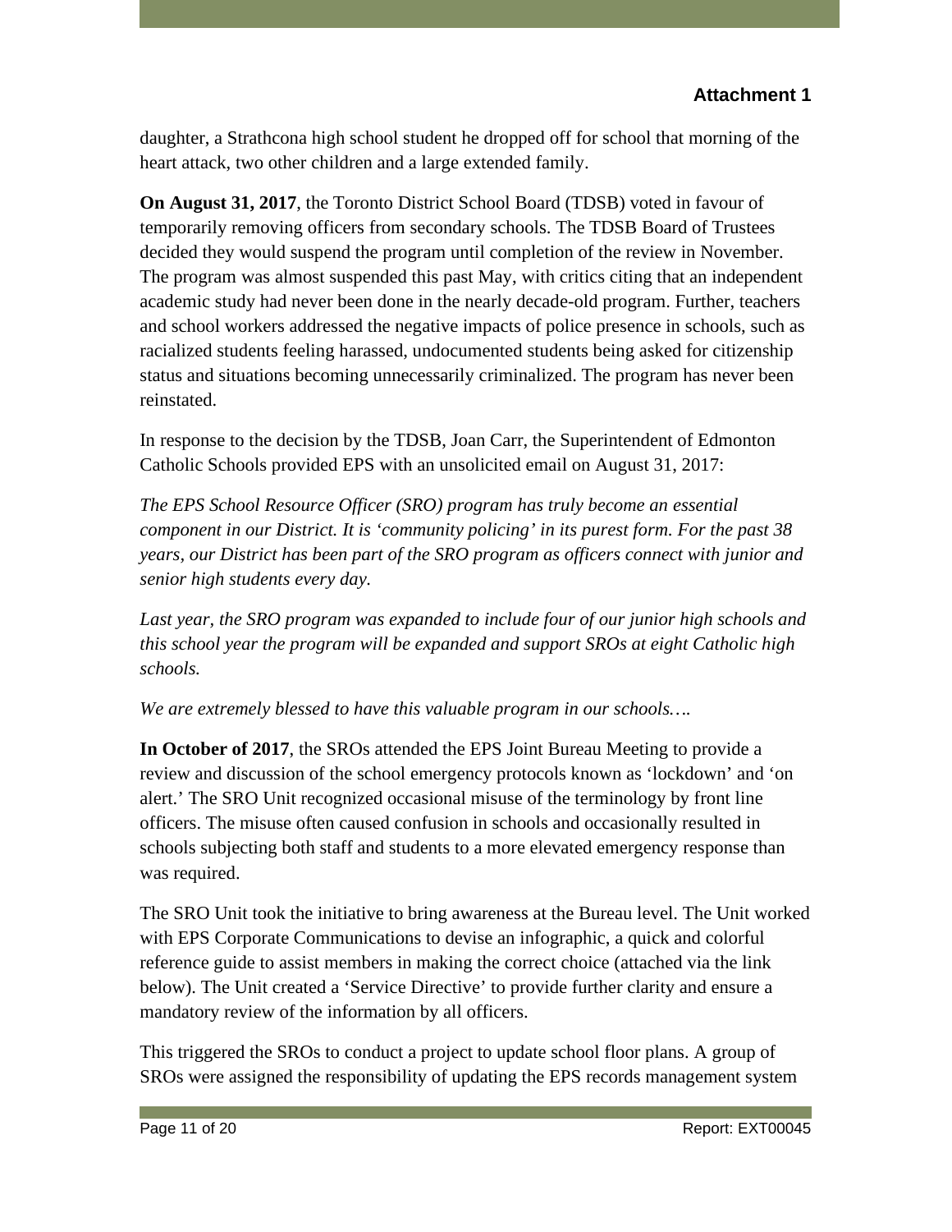daughter, a Strathcona high school student he dropped off for school that morning of the heart attack, two other children and a large extended family.

**On August 31, 2017**, the Toronto District School Board (TDSB) voted in favour of temporarily removing officers from secondary schools. The TDSB Board of Trustees decided they would suspend the program until completion of the review in November. The program was almost suspended this past May, with critics citing that an independent academic study had never been done in the nearly decade-old program. Further, teachers and school workers addressed the negative impacts of police presence in schools, such as racialized students feeling harassed, undocumented students being asked for citizenship status and situations becoming unnecessarily criminalized. The program has never been reinstated.

In response to the decision by the TDSB, Joan Carr, the Superintendent of Edmonton Catholic Schools provided EPS with an unsolicited email on August 31, 2017:

*The EPS School Resource Officer (SRO) program has truly become an essential component in our District. It is 'community policing' in its purest form. For the past 38 years, our District has been part of the SRO program as officers connect with junior and senior high students every day.*

*Last year, the SRO program was expanded to include four of our junior high schools and this school year the program will be expanded and support SROs at eight Catholic high schools.*

*We are extremely blessed to have this valuable program in our schools….*

**In October of 2017**, the SROs attended the EPS Joint Bureau Meeting to provide a review and discussion of the school emergency protocols known as 'lockdown' and 'on alert.' The SRO Unit recognized occasional misuse of the terminology by front line officers. The misuse often caused confusion in schools and occasionally resulted in schools subjecting both staff and students to a more elevated emergency response than was required.

The SRO Unit took the initiative to bring awareness at the Bureau level. The Unit worked with EPS Corporate Communications to devise an infographic, a quick and colorful reference guide to assist members in making the correct choice (attached via the link below). The Unit created a 'Service Directive' to provide further clarity and ensure a mandatory review of the information by all officers.

This triggered the SROs to conduct a project to update school floor plans. A group of SROs were assigned the responsibility of updating the EPS records management system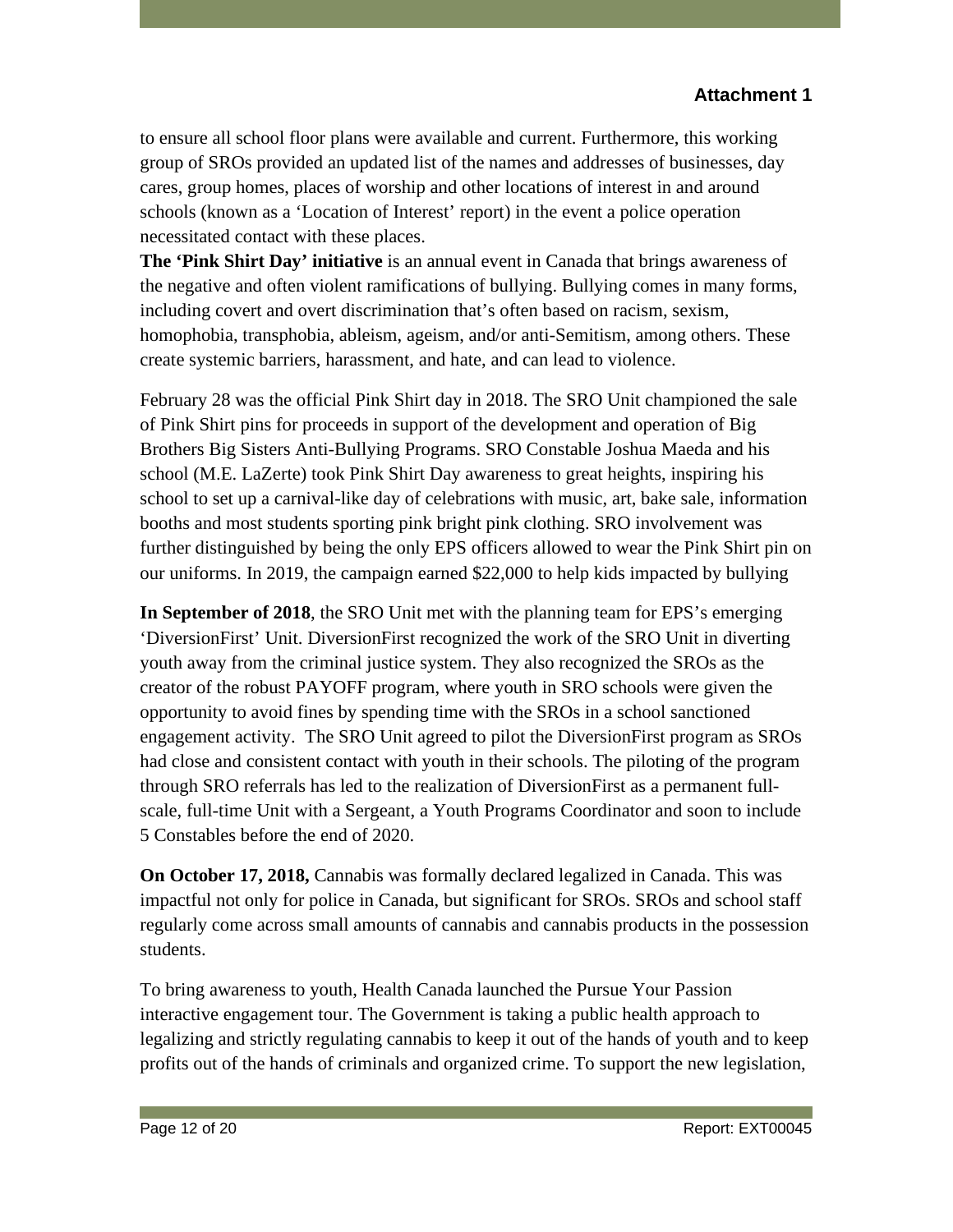to ensure all school floor plans were available and current. Furthermore, this working group of SROs provided an updated list of the names and addresses of businesses, day cares, group homes, places of worship and other locations of interest in and around schools (known as a 'Location of Interest' report) in the event a police operation necessitated contact with these places.

**The 'Pink Shirt Day' initiative** is an annual event in Canada that brings awareness of the negative and often violent ramifications of bullying. Bullying comes in many forms, including covert and overt discrimination that's often based on racism, sexism, homophobia, transphobia, ableism, ageism, and/or anti-Semitism, among others. These create systemic barriers, harassment, and hate, and can lead to violence.

February 28 was the official Pink Shirt day in 2018. The SRO Unit championed the sale of Pink Shirt pins for proceeds in support of the development and operation of Big Brothers Big Sisters Anti-Bullying Programs. SRO Constable Joshua Maeda and his school (M.E. LaZerte) took Pink Shirt Day awareness to great heights, inspiring his school to set up a carnival-like day of celebrations with music, art, bake sale, information booths and most students sporting pink bright pink clothing. SRO involvement was further distinguished by being the only EPS officers allowed to wear the Pink Shirt pin on our uniforms. In 2019, the campaign earned $22,000 to help kids impacted by bullying

**In September of 2018**, the SRO Unit met with the planning team for EPS's emerging 'DiversionFirst' Unit. DiversionFirst recognized the work of the SRO Unit in diverting youth away from the criminal justice system. They also recognized the SROs as the creator of the robust PAYOFF program, where youth in SRO schools were given the opportunity to avoid fines by spending time with the SROs in a school sanctioned engagement activity. The SRO Unit agreed to pilot the DiversionFirst program as SROs had close and consistent contact with youth in their schools. The piloting of the program through SRO referrals has led to the realization of DiversionFirst as a permanent full-scale, full-time Unit with a Sergeant, a Youth Programs Coordinator and soon to include 5 Constables before the end of 2020.

**On October 17, 2018,** Cannabis was formally declared legalized in Canada. This was impactful not only for police in Canada, but significant for SROs. SROs and school staff regularly come across small amounts of cannabis and cannabis products in the possession students.

To bring awareness to youth, Health Canada launched the Pursue Your Passion interactive engagement tour. The Government is taking a public health approach to legalizing and strictly regulating cannabis to keep it out of the hands of youth and to keep profits out of the hands of criminals and organized crime. To support the new legislation,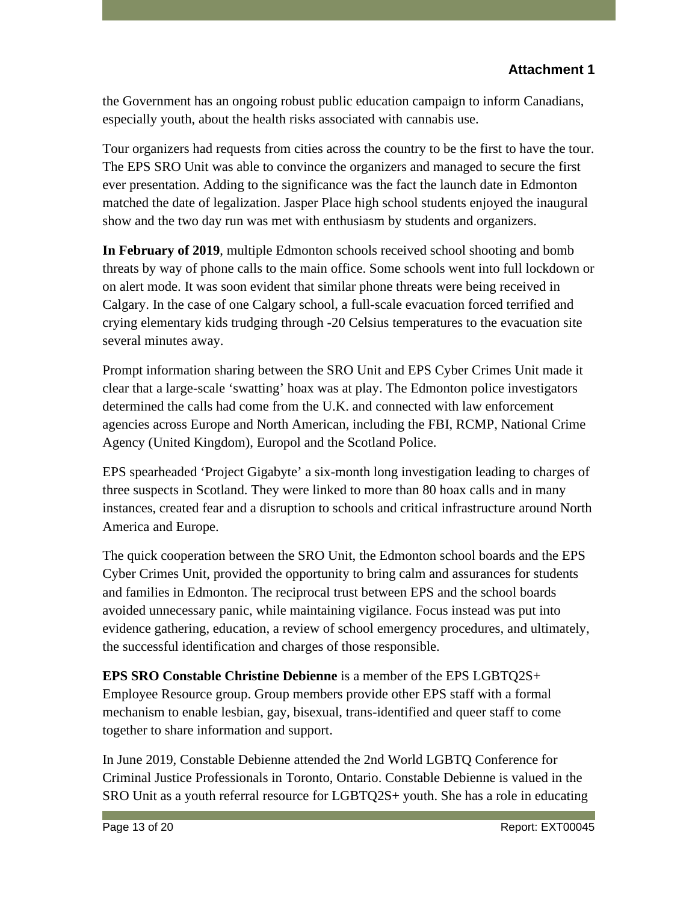the Government has an ongoing robust public education campaign to inform Canadians, especially youth, about the health risks associated with cannabis use.

Tour organizers had requests from cities across the country to be the first to have the tour. The EPS SRO Unit was able to convince the organizers and managed to secure the first ever presentation. Adding to the significance was the fact the launch date in Edmonton matched the date of legalization. Jasper Place high school students enjoyed the inaugural show and the two day run was met with enthusiasm by students and organizers.

**In February of 2019**, multiple Edmonton schools received school shooting and bomb threats by way of phone calls to the main office. Some schools went into full lockdown or on alert mode. It was soon evident that similar phone threats were being received in Calgary. In the case of one Calgary school, a full-scale evacuation forced terrified and crying elementary kids trudging through -20 Celsius temperatures to the evacuation site several minutes away.

Prompt information sharing between the SRO Unit and EPS Cyber Crimes Unit made it clear that a large-scale 'swatting' hoax was at play. The Edmonton police investigators determined the calls had come from the U.K. and connected with law enforcement agencies across Europe and North American, including the FBI, RCMP, National Crime Agency (United Kingdom), Europol and the Scotland Police.

EPS spearheaded 'Project Gigabyte' a six-month long investigation leading to charges of three suspects in Scotland. They were linked to more than 80 hoax calls and in many instances, created fear and a disruption to schools and critical infrastructure around North America and Europe.

The quick cooperation between the SRO Unit, the Edmonton school boards and the EPS Cyber Crimes Unit, provided the opportunity to bring calm and assurances for students and families in Edmonton. The reciprocal trust between EPS and the school boards avoided unnecessary panic, while maintaining vigilance. Focus instead was put into evidence gathering, education, a review of school emergency procedures, and ultimately, the successful identification and charges of those responsible.

**EPS SRO Constable Christine Debienne** is a member of the EPS LGBTQ2S+ Employee Resource group. Group members provide other EPS staff with a formal mechanism to enable lesbian, gay, bisexual, trans-identified and queer staff to come together to share information and support.

In June 2019, Constable Debienne attended the 2nd World LGBTQ Conference for Criminal Justice Professionals in Toronto, Ontario. Constable Debienne is valued in the SRO Unit as a youth referral resource for LGBTQ2S+ youth. She has a role in educating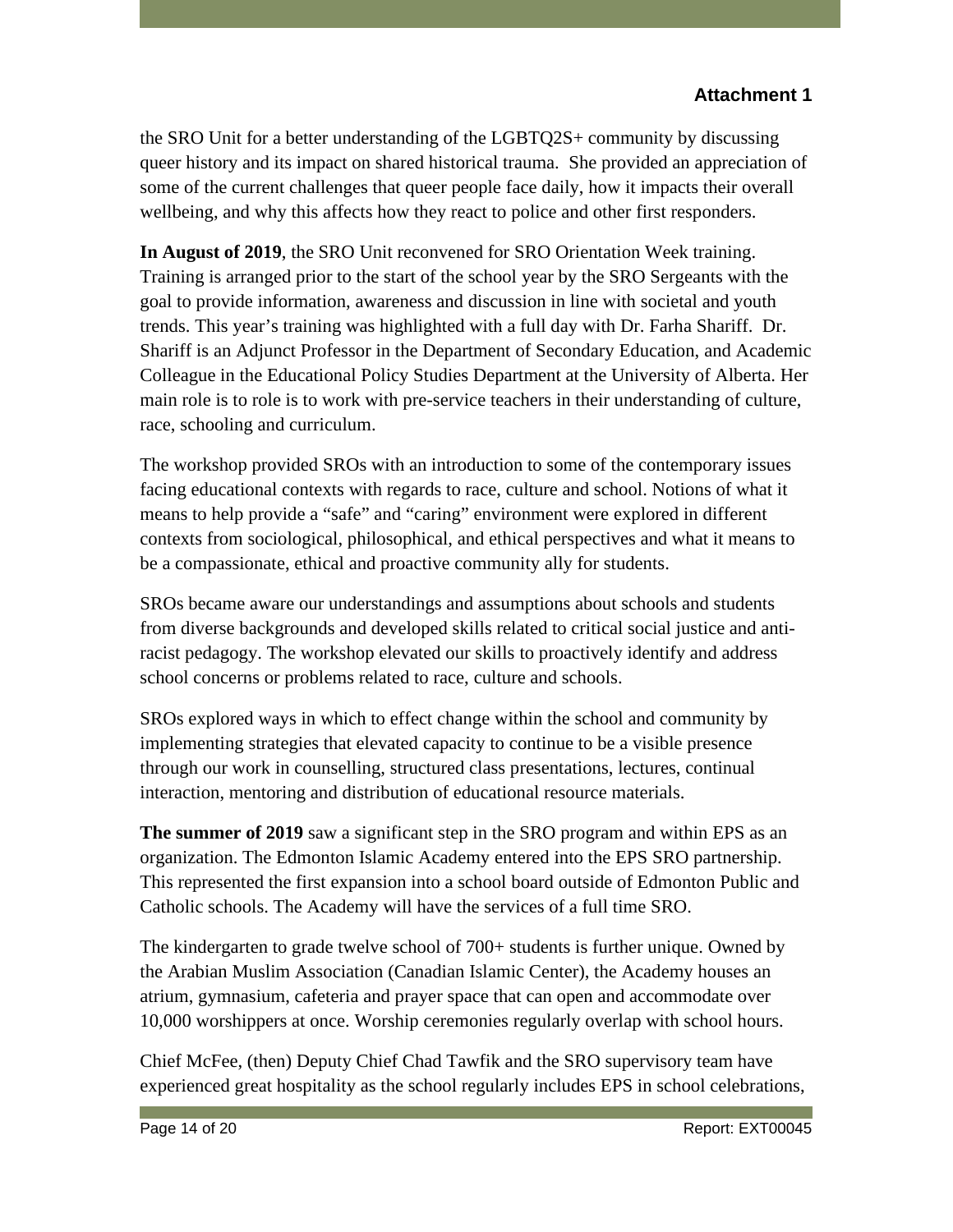the SRO Unit for a better understanding of the LGBTQ2S+ community by discussing queer history and its impact on shared historical trauma. She provided an appreciation of some of the current challenges that queer people face daily, how it impacts their overall wellbeing, and why this affects how they react to police and other first responders.

**In August of 2019**, the SRO Unit reconvened for SRO Orientation Week training. Training is arranged prior to the start of the school year by the SRO Sergeants with the goal to provide information, awareness and discussion in line with societal and youth trends. This year's training was highlighted with a full day with Dr. Farha Shariff. Dr. Shariff is an Adjunct Professor in the Department of Secondary Education, and Academic Colleague in the Educational Policy Studies Department at the University of Alberta. Her main role is to role is to work with pre-service teachers in their understanding of culture, race, schooling and curriculum.

The workshop provided SROs with an introduction to some of the contemporary issues facing educational contexts with regards to race, culture and school. Notions of what it means to help provide a "safe" and "caring" environment were explored in different contexts from sociological, philosophical, and ethical perspectives and what it means to be a compassionate, ethical and proactive community ally for students.

SROs became aware our understandings and assumptions about schools and students from diverse backgrounds and developed skills related to critical social justice and anti-racist pedagogy. The workshop elevated our skills to proactively identify and address school concerns or problems related to race, culture and schools.

SROs explored ways in which to effect change within the school and community by implementing strategies that elevated capacity to continue to be a visible presence through our work in counselling, structured class presentations, lectures, continual interaction, mentoring and distribution of educational resource materials.

**The summer of 2019** saw a significant step in the SRO program and within EPS as an organization. The Edmonton Islamic Academy entered into the EPS SRO partnership. This represented the first expansion into a school board outside of Edmonton Public and Catholic schools. The Academy will have the services of a full time SRO.

The kindergarten to grade twelve school of 700+ students is further unique. Owned by the Arabian Muslim Association (Canadian Islamic Center), the Academy houses an atrium, gymnasium, cafeteria and prayer space that can open and accommodate over 10,000 worshippers at once. Worship ceremonies regularly overlap with school hours.

Chief McFee, (then) Deputy Chief Chad Tawfik and the SRO supervisory team have experienced great hospitality as the school regularly includes EPS in school celebrations,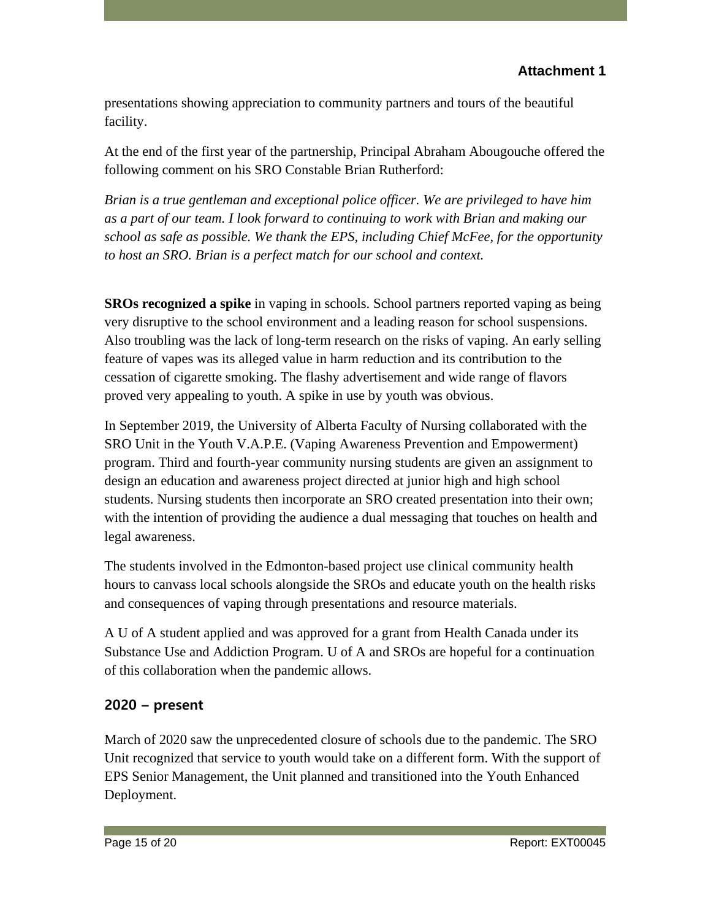presentations showing appreciation to community partners and tours of the beautiful facility.

At the end of the first year of the partnership, Principal Abraham Abougouche offered the following comment on his SRO Constable Brian Rutherford:

*Brian is a true gentleman and exceptional police officer. We are privileged to have him as a part of our team. I look forward to continuing to work with Brian and making our school as safe as possible. We thank the EPS, including Chief McFee, for the opportunity to host an SRO. Brian is a perfect match for our school and context.*

**SROs recognized a spike** in vaping in schools. School partners reported vaping as being very disruptive to the school environment and a leading reason for school suspensions. Also troubling was the lack of long-term research on the risks of vaping. An early selling feature of vapes was its alleged value in harm reduction and its contribution to the cessation of cigarette smoking. The flashy advertisement and wide range of flavors proved very appealing to youth. A spike in use by youth was obvious.

In September 2019, the University of Alberta Faculty of Nursing collaborated with the SRO Unit in the Youth V.A.P.E. (Vaping Awareness Prevention and Empowerment) program. Third and fourth-year community nursing students are given an assignment to design an education and awareness project directed at junior high and high school students. Nursing students then incorporate an SRO created presentation into their own; with the intention of providing the audience a dual messaging that touches on health and legal awareness.

The students involved in the Edmonton-based project use clinical community health hours to canvass local schools alongside the SROs and educate youth on the health risks and consequences of vaping through presentations and resource materials.

A U of A student applied and was approved for a grant from Health Canada under its Substance Use and Addiction Program. U of A and SROs are hopeful for a continuation of this collaboration when the pandemic allows.

## 2020 – present

March of 2020 saw the unprecedented closure of schools due to the pandemic. The SRO Unit recognized that service to youth would take on a different form. With the support of EPS Senior Management, the Unit planned and transitioned into the Youth Enhanced Deployment.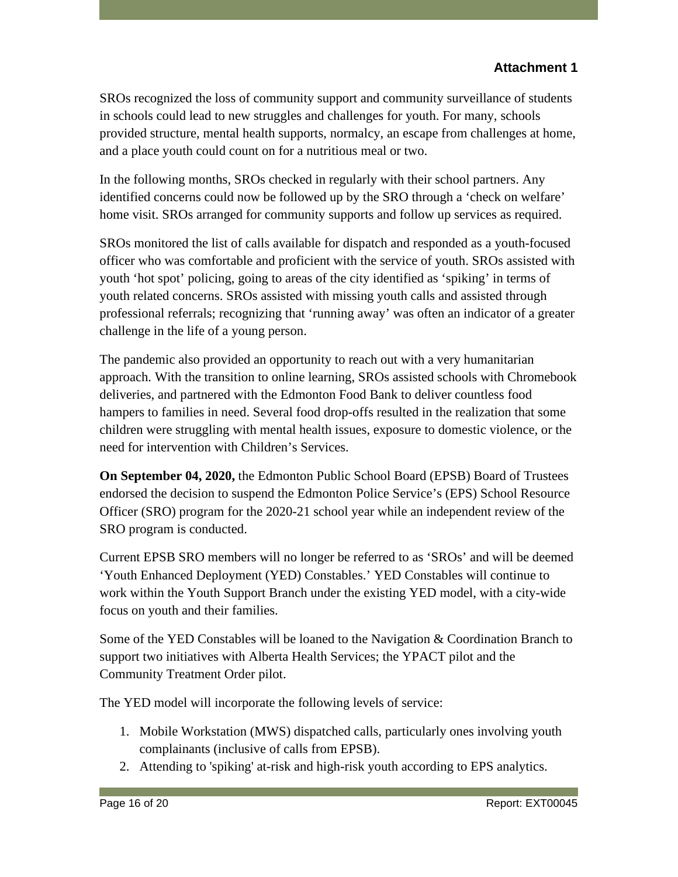**Attachment 1**

SROs recognized the loss of community support and community surveillance of students in schools could lead to new struggles and challenges for youth. For many, schools provided structure, mental health supports, normalcy, an escape from challenges at home, and a place youth could count on for a nutritious meal or two.

In the following months, SROs checked in regularly with their school partners. Any identified concerns could now be followed up by the SRO through a 'check on welfare' home visit. SROs arranged for community supports and follow up services as required.

SROs monitored the list of calls available for dispatch and responded as a youth-focused officer who was comfortable and proficient with the service of youth. SROs assisted with youth 'hot spot' policing, going to areas of the city identified as 'spiking' in terms of youth related concerns. SROs assisted with missing youth calls and assisted through professional referrals; recognizing that 'running away' was often an indicator of a greater challenge in the life of a young person.

The pandemic also provided an opportunity to reach out with a very humanitarian approach. With the transition to online learning, SROs assisted schools with Chromebook deliveries, and partnered with the Edmonton Food Bank to deliver countless food hampers to families in need. Several food drop-offs resulted in the realization that some children were struggling with mental health issues, exposure to domestic violence, or the need for intervention with Children's Services.

**On September 04, 2020,** the Edmonton Public School Board (EPSB) Board of Trustees endorsed the decision to suspend the Edmonton Police Service's (EPS) School Resource Officer (SRO) program for the 2020-21 school year while an independent review of the SRO program is conducted.

Current EPSB SRO members will no longer be referred to as 'SROs' and will be deemed 'Youth Enhanced Deployment (YED) Constables.' YED Constables will continue to work within the Youth Support Branch under the existing YED model, with a city-wide focus on youth and their families.

Some of the YED Constables will be loaned to the Navigation & Coordination Branch to support two initiatives with Alberta Health Services; the YPACT pilot and the Community Treatment Order pilot.

The YED model will incorporate the following levels of service:

1. Mobile Workstation (MWS) dispatched calls, particularly ones involving youth complainants (inclusive of calls from EPSB).
2. Attending to 'spiking' at-risk and high-risk youth according to EPS analytics.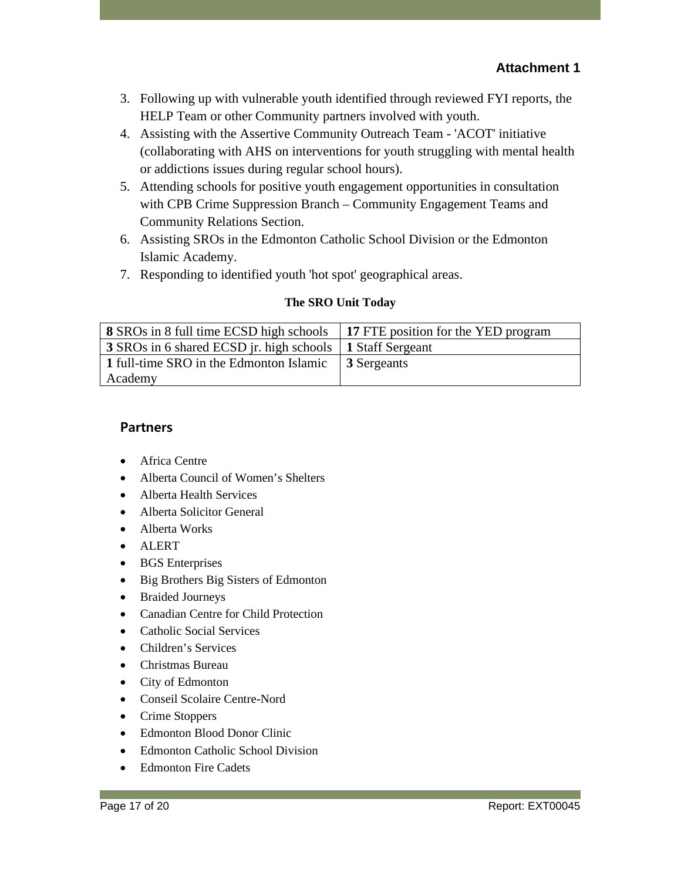**Attachment 1**

3. Following up with vulnerable youth identified through reviewed FYI reports, the HELP Team or other Community partners involved with youth.
4. Assisting with the Assertive Community Outreach Team - 'ACOT' initiative (collaborating with AHS on interventions for youth struggling with mental health or addictions issues during regular school hours).
5. Attending schools for positive youth engagement opportunities in consultation with CPB Crime Suppression Branch – Community Engagement Teams and Community Relations Section.
6. Assisting SROs in the Edmonton Catholic School Division or the Edmonton Islamic Academy.
7. Responding to identified youth 'hot spot' geographical areas.

**The SRO Unit Today**

| | |
|---|---|
| **8** SROs in 8 full time ECSD high schools | **17** FTE position for the YED program |
| **3** SROs in 6 shared ECSD jr. high schools | **1** Staff Sergeant |
| **1** full-time SRO in the Edmonton Islamic Academy | **3** Sergeants |

## Partners

- Africa Centre
- Alberta Council of Women's Shelters
- Alberta Health Services
- Alberta Solicitor General
- Alberta Works
- ALERT
- BGS Enterprises
- Big Brothers Big Sisters of Edmonton
- Braided Journeys
- Canadian Centre for Child Protection
- Catholic Social Services
- Children's Services
- Christmas Bureau
- City of Edmonton
- Conseil Scolaire Centre-Nord
- Crime Stoppers
- Edmonton Blood Donor Clinic
- Edmonton Catholic School Division
- Edmonton Fire Cadets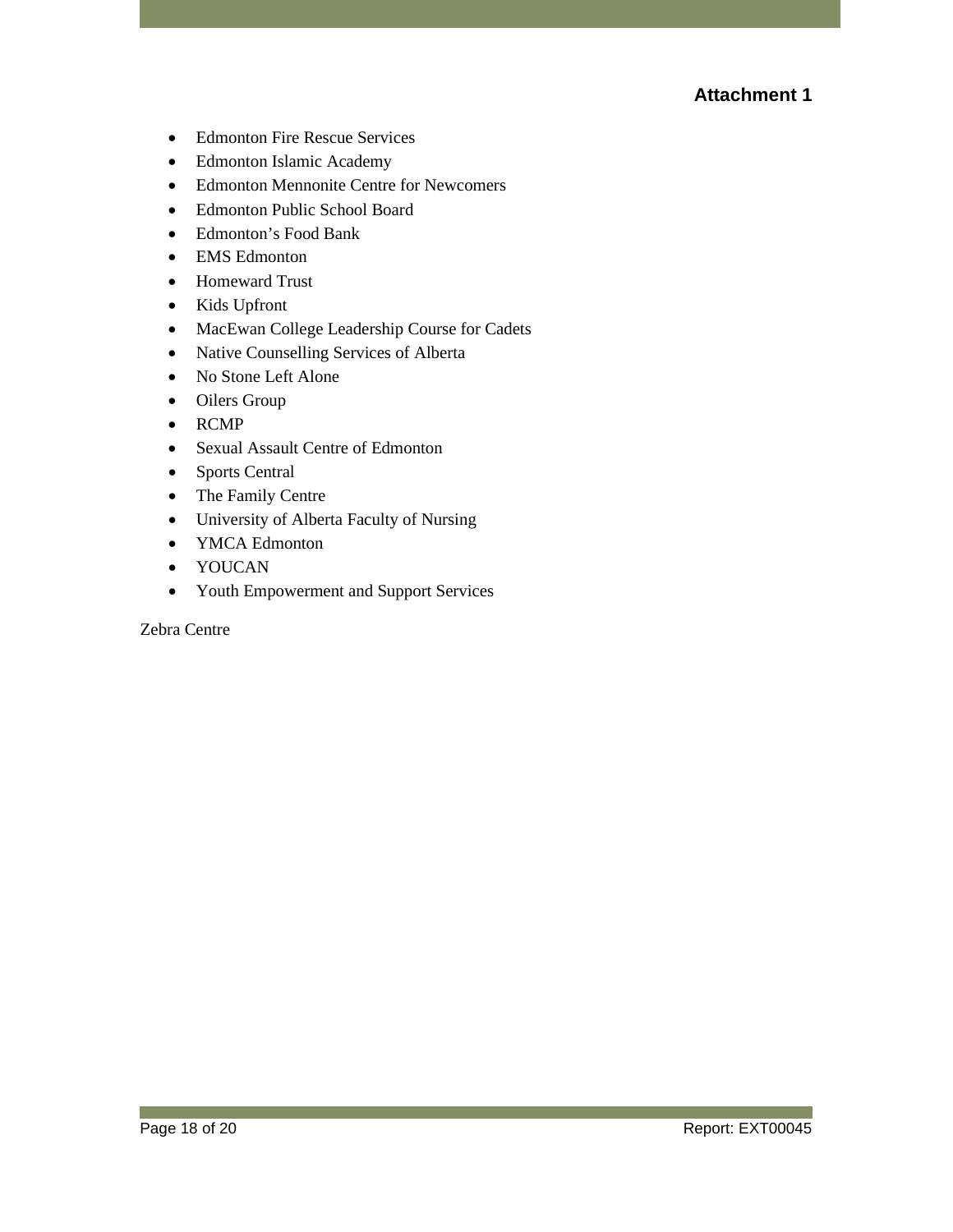**Attachment 1**

- Edmonton Fire Rescue Services
- Edmonton Islamic Academy
- Edmonton Mennonite Centre for Newcomers
- Edmonton Public School Board
- Edmonton's Food Bank
- EMS Edmonton
- Homeward Trust
- Kids Upfront
- MacEwan College Leadership Course for Cadets
- Native Counselling Services of Alberta
- No Stone Left Alone
- Oilers Group
- RCMP
- Sexual Assault Centre of Edmonton
- Sports Central
- The Family Centre
- University of Alberta Faculty of Nursing
- YMCA Edmonton
- YOUCAN
- Youth Empowerment and Support Services

Zebra Centre